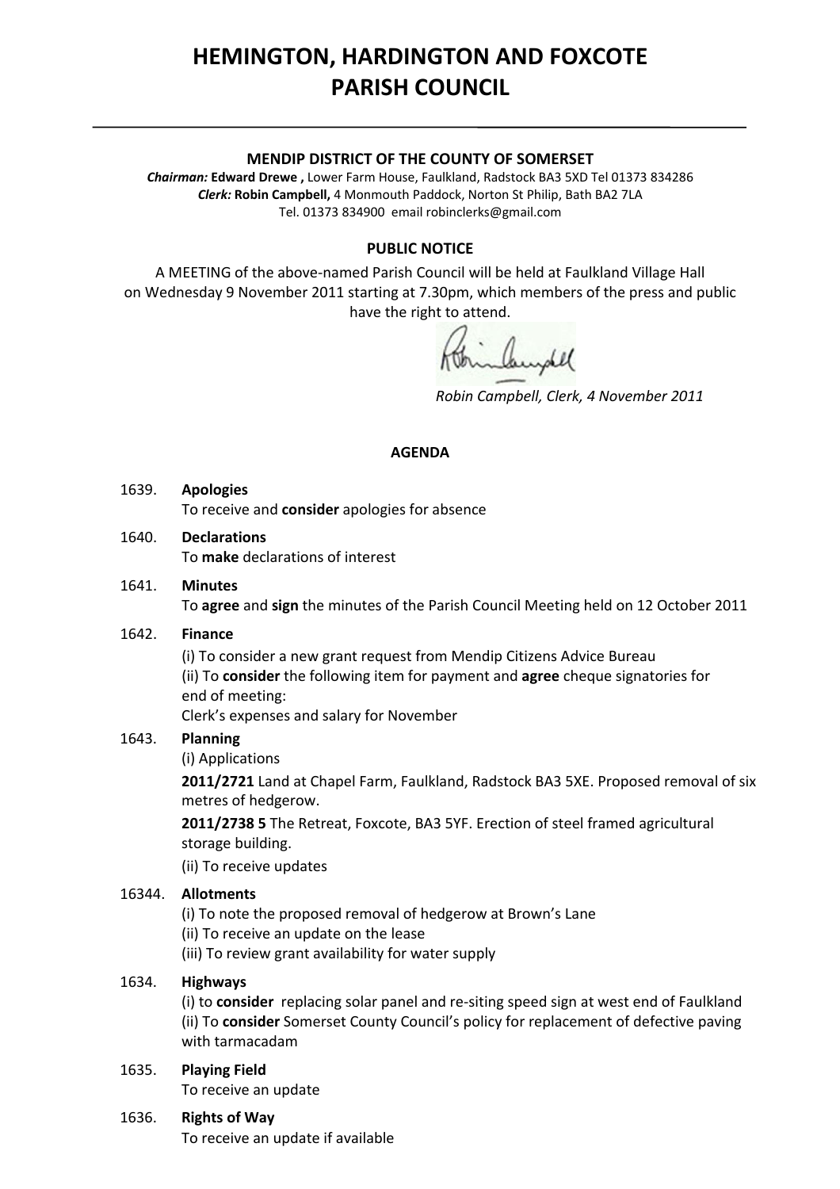# HEMINGTON, HARDINGTON AND FOXCOTE PARISH COUNCIL

**MENDIP DISTRICT OF THE COUNTY OF SOMERSET**

***Chairman:*** **Edward Drewe ,** Lower Farm House, Faulkland, Radstock BA3 5XD Tel 01373 834286
***Clerk:*** **Robin Campbell,** 4 Monmouth Paddock, Norton St Philip, Bath BA2 7LA
Tel. 01373 834900 email robinclerks@gmail.com

**PUBLIC NOTICE**

A MEETING of the above-named Parish Council will be held at Faulkland Village Hall on Wednesday 9 November 2011 starting at 7.30pm, which members of the press and public have the right to attend.

*Robin Campbell, Clerk, 4 November 2011*

**AGENDA**

1639. **Apologies**
To receive and **consider** apologies for absence

1640. **Declarations**
To **make** declarations of interest

1641. **Minutes**
To **agree** and **sign** the minutes of the Parish Council Meeting held on 12 October 2011

1642. **Finance**
(i) To consider a new grant request from Mendip Citizens Advice Bureau
(ii) To **consider** the following item for payment and **agree** cheque signatories for end of meeting:
Clerk's expenses and salary for November

1643. **Planning**
(i) Applications
**2011/2721** Land at Chapel Farm, Faulkland, Radstock BA3 5XE. Proposed removal of six metres of hedgerow.
**2011/2738 5** The Retreat, Foxcote, BA3 5YF. Erection of steel framed agricultural storage building.
(ii) To receive updates

16344. **Allotments**
(i) To note the proposed removal of hedgerow at Brown's Lane
(ii) To receive an update on the lease
(iii) To review grant availability for water supply

1634. **Highways**
(i) to **consider** replacing solar panel and re-siting speed sign at west end of Faulkland
(ii) To **consider** Somerset County Council's policy for replacement of defective paving with tarmacadam

1635. **Playing Field**
To receive an update

1636. **Rights of Way**
To receive an update if available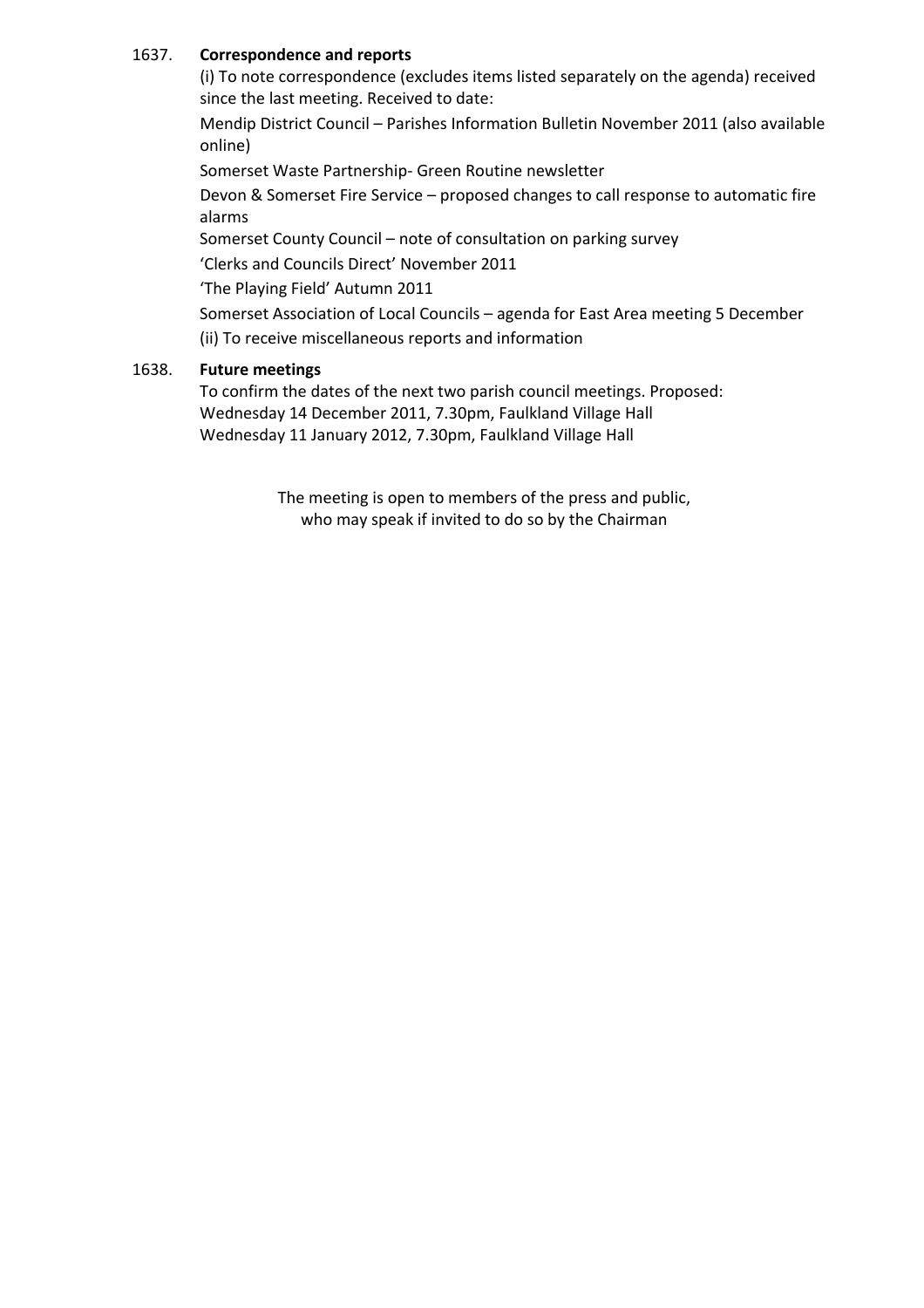1637. **Correspondence and reports**

(i) To note correspondence (excludes items listed separately on the agenda) received since the last meeting. Received to date:

Mendip District Council – Parishes Information Bulletin November 2011 (also available online)

Somerset Waste Partnership- Green Routine newsletter

Devon & Somerset Fire Service – proposed changes to call response to automatic fire alarms

Somerset County Council – note of consultation on parking survey

'Clerks and Councils Direct' November 2011

'The Playing Field' Autumn 2011

Somerset Association of Local Councils – agenda for East Area meeting 5 December

(ii) To receive miscellaneous reports and information

1638. **Future meetings**

To confirm the dates of the next two parish council meetings. Proposed:
Wednesday 14 December 2011, 7.30pm, Faulkland Village Hall
Wednesday 11 January 2012, 7.30pm, Faulkland Village Hall

The meeting is open to members of the press and public,
who may speak if invited to do so by the Chairman